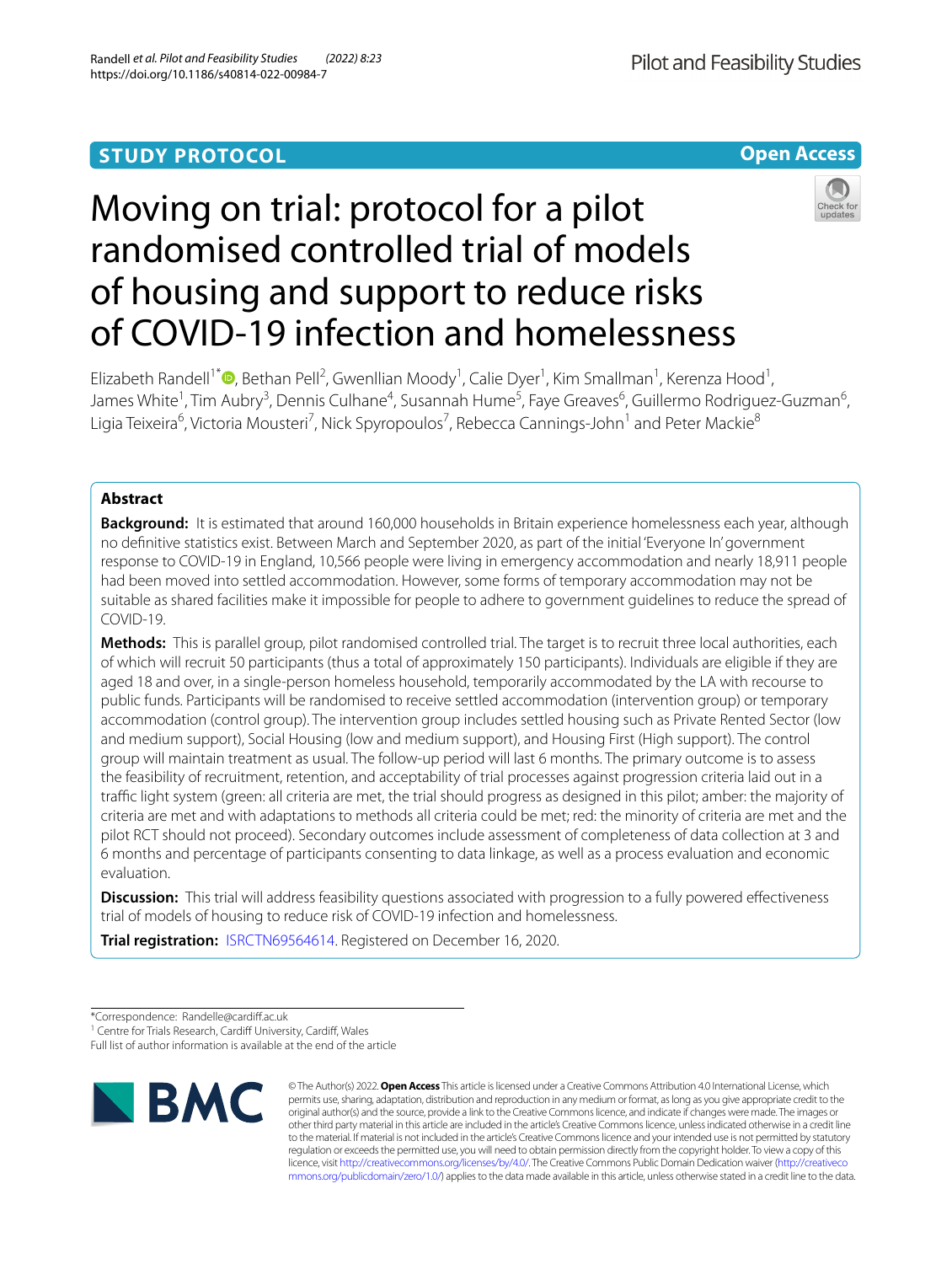STUDY PROTOCOL

Open Access

# Moving on trial: protocol for a pilot randomised controlled trial of models of housing and support to reduce risks of COVID-19 infection and homelessness

Elizabeth Randell[1*], Bethan Pell[2], Gwenllian Moody[1], Calie Dyer[1], Kim Smallman[1], Kerenza Hood[1], James White[1], Tim Aubry[3], Dennis Culhane[4], Susannah Hume[5], Faye Greaves[6], Guillermo Rodriguez-Guzman[6], Ligia Teixeira[6], Victoria Mousteri[7], Nick Spyropoulos[7], Rebecca Cannings-John[1] and Peter Mackie[8]

## Abstract

**Background:** It is estimated that around 160,000 households in Britain experience homelessness each year, although no definitive statistics exist. Between March and September 2020, as part of the initial 'Everyone In' government response to COVID-19 in England, 10,566 people were living in emergency accommodation and nearly 18,911 people had been moved into settled accommodation. However, some forms of temporary accommodation may not be suitable as shared facilities make it impossible for people to adhere to government guidelines to reduce the spread of COVID-19.

**Methods:** This is parallel group, pilot randomised controlled trial. The target is to recruit three local authorities, each of which will recruit 50 participants (thus a total of approximately 150 participants). Individuals are eligible if they are aged 18 and over, in a single-person homeless household, temporarily accommodated by the LA with recourse to public funds. Participants will be randomised to receive settled accommodation (intervention group) or temporary accommodation (control group). The intervention group includes settled housing such as Private Rented Sector (low and medium support), Social Housing (low and medium support), and Housing First (High support). The control group will maintain treatment as usual. The follow-up period will last 6 months. The primary outcome is to assess the feasibility of recruitment, retention, and acceptability of trial processes against progression criteria laid out in a traffic light system (green: all criteria are met, the trial should progress as designed in this pilot; amber: the majority of criteria are met and with adaptations to methods all criteria could be met; red: the minority of criteria are met and the pilot RCT should not proceed). Secondary outcomes include assessment of completeness of data collection at 3 and 6 months and percentage of participants consenting to data linkage, as well as a process evaluation and economic evaluation.

**Discussion:** This trial will address feasibility questions associated with progression to a fully powered effectiveness trial of models of housing to reduce risk of COVID-19 infection and homelessness.

**Trial registration:** ISRCTN69564614. Registered on December 16, 2020.

*Correspondence: Randelle@cardiff.ac.uk

[1] Centre for Trials Research, Cardiff University, Cardiff, Wales

Full list of author information is available at the end of the article

© The Author(s) 2022. **Open Access** This article is licensed under a Creative Commons Attribution 4.0 International License, which permits use, sharing, adaptation, distribution and reproduction in any medium or format, as long as you give appropriate credit to the original author(s) and the source, provide a link to the Creative Commons licence, and indicate if changes were made. The images or other third party material in this article are included in the article's Creative Commons licence, unless indicated otherwise in a credit line to the material. If material is not included in the article's Creative Commons licence and your intended use is not permitted by statutory regulation or exceeds the permitted use, you will need to obtain permission directly from the copyright holder. To view a copy of this licence, visit http://creativecommons.org/licenses/by/4.0/. The Creative Commons Public Domain Dedication waiver (http://creativecommons.org/publicdomain/zero/1.0/) applies to the data made available in this article, unless otherwise stated in a credit line to the data.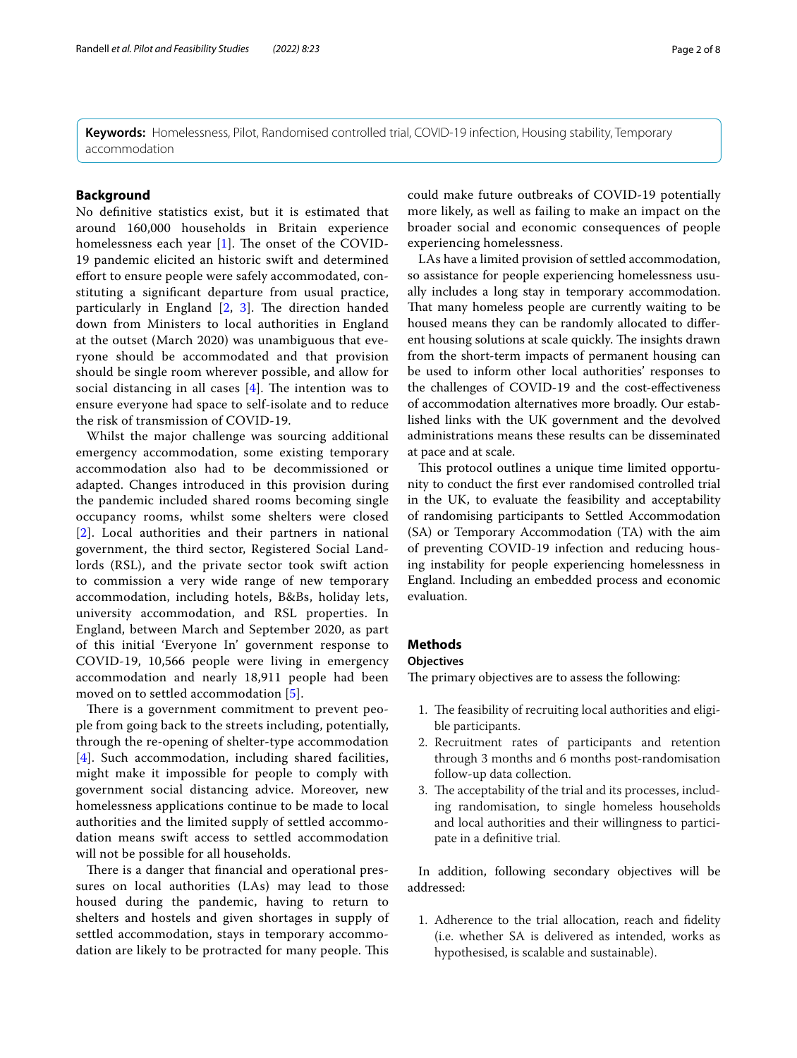**Keywords:** Homelessness, Pilot, Randomised controlled trial, COVID-19 infection, Housing stability, Temporary accommodation

## Background

No definitive statistics exist, but it is estimated that around 160,000 households in Britain experience homelessness each year [1]. The onset of the COVID-19 pandemic elicited an historic swift and determined effort to ensure people were safely accommodated, constituting a significant departure from usual practice, particularly in England [2, 3]. The direction handed down from Ministers to local authorities in England at the outset (March 2020) was unambiguous that everyone should be accommodated and that provision should be single room wherever possible, and allow for social distancing in all cases [4]. The intention was to ensure everyone had space to self-isolate and to reduce the risk of transmission of COVID-19.

Whilst the major challenge was sourcing additional emergency accommodation, some existing temporary accommodation also had to be decommissioned or adapted. Changes introduced in this provision during the pandemic included shared rooms becoming single occupancy rooms, whilst some shelters were closed [2]. Local authorities and their partners in national government, the third sector, Registered Social Landlords (RSL), and the private sector took swift action to commission a very wide range of new temporary accommodation, including hotels, B&Bs, holiday lets, university accommodation, and RSL properties. In England, between March and September 2020, as part of this initial 'Everyone In' government response to COVID-19, 10,566 people were living in emergency accommodation and nearly 18,911 people had been moved on to settled accommodation [5].

There is a government commitment to prevent people from going back to the streets including, potentially, through the re-opening of shelter-type accommodation [4]. Such accommodation, including shared facilities, might make it impossible for people to comply with government social distancing advice. Moreover, new homelessness applications continue to be made to local authorities and the limited supply of settled accommodation means swift access to settled accommodation will not be possible for all households.

There is a danger that financial and operational pressures on local authorities (LAs) may lead to those housed during the pandemic, having to return to shelters and hostels and given shortages in supply of settled accommodation, stays in temporary accommodation are likely to be protracted for many people. This could make future outbreaks of COVID-19 potentially more likely, as well as failing to make an impact on the broader social and economic consequences of people experiencing homelessness.

LAs have a limited provision of settled accommodation, so assistance for people experiencing homelessness usually includes a long stay in temporary accommodation. That many homeless people are currently waiting to be housed means they can be randomly allocated to different housing solutions at scale quickly. The insights drawn from the short-term impacts of permanent housing can be used to inform other local authorities' responses to the challenges of COVID-19 and the cost-effectiveness of accommodation alternatives more broadly. Our established links with the UK government and the devolved administrations means these results can be disseminated at pace and at scale.

This protocol outlines a unique time limited opportunity to conduct the first ever randomised controlled trial in the UK, to evaluate the feasibility and acceptability of randomising participants to Settled Accommodation (SA) or Temporary Accommodation (TA) with the aim of preventing COVID-19 infection and reducing housing instability for people experiencing homelessness in England. Including an embedded process and economic evaluation.

## Methods

### Objectives

The primary objectives are to assess the following:

1. The feasibility of recruiting local authorities and eligible participants.
2. Recruitment rates of participants and retention through 3 months and 6 months post-randomisation follow-up data collection.
3. The acceptability of the trial and its processes, including randomisation, to single homeless households and local authorities and their willingness to participate in a definitive trial.

In addition, following secondary objectives will be addressed:

1. Adherence to the trial allocation, reach and fidelity (i.e. whether SA is delivered as intended, works as hypothesised, is scalable and sustainable).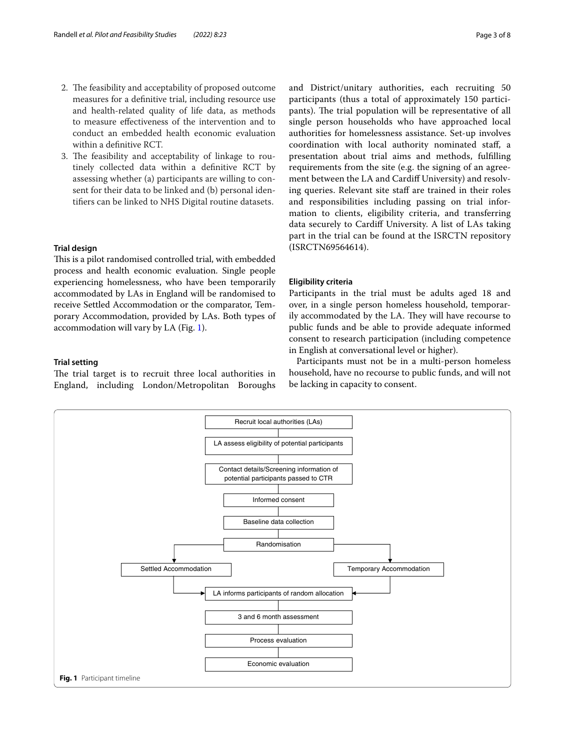2. The feasibility and acceptability of proposed outcome measures for a definitive trial, including resource use and health-related quality of life data, as methods to measure effectiveness of the intervention and to conduct an embedded health economic evaluation within a definitive RCT.
3. The feasibility and acceptability of linkage to routinely collected data within a definitive RCT by assessing whether (a) participants are willing to consent for their data to be linked and (b) personal identifiers can be linked to NHS Digital routine datasets.

### Trial design

This is a pilot randomised controlled trial, with embedded process and health economic evaluation. Single people experiencing homelessness, who have been temporarily accommodated by LAs in England will be randomised to receive Settled Accommodation or the comparator, Temporary Accommodation, provided by LAs. Both types of accommodation will vary by LA (Fig. 1).

### Trial setting

The trial target is to recruit three local authorities in England, including London/Metropolitan Boroughs and District/unitary authorities, each recruiting 50 participants (thus a total of approximately 150 participants). The trial population will be representative of all single person households who have approached local authorities for homelessness assistance. Set-up involves coordination with local authority nominated staff, a presentation about trial aims and methods, fulfilling requirements from the site (e.g. the signing of an agreement between the LA and Cardiff University) and resolving queries. Relevant site staff are trained in their roles and responsibilities including passing on trial information to clients, eligibility criteria, and transferring data securely to Cardiff University. A list of LAs taking part in the trial can be found at the ISRCTN repository (ISRCTN69564614).

### Eligibility criteria

Participants in the trial must be adults aged 18 and over, in a single person homeless household, temporarily accommodated by the LA. They will have recourse to public funds and be able to provide adequate informed consent to research participation (including competence in English at conversational level or higher).

Participants must not be in a multi-person homeless household, have no recourse to public funds, and will not be lacking in capacity to consent.

Recruit local authorities (LAs)

LA assess eligibility of potential participants

Contact details/Screening information of potential participants passed to CTR

Informed consent

Baseline data collection

Randomisation

Settled Accommodation

Temporary Accommodation

LA informs participants of random allocation

3 and 6 month assessment

Process evaluation

Economic evaluation

**Fig. 1** Participant timeline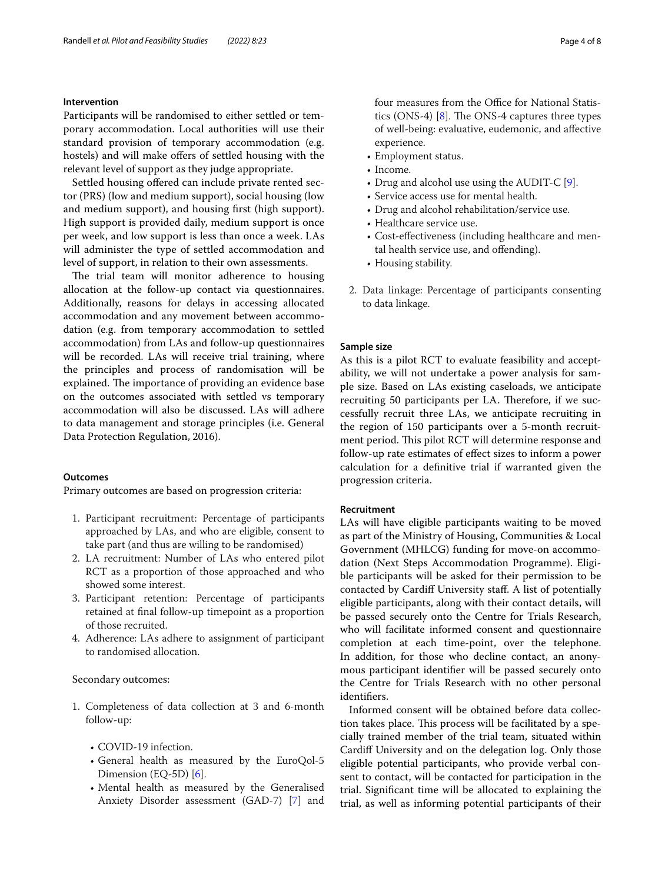### Intervention

Participants will be randomised to either settled or temporary accommodation. Local authorities will use their standard provision of temporary accommodation (e.g. hostels) and will make offers of settled housing with the relevant level of support as they judge appropriate.

Settled housing offered can include private rented sector (PRS) (low and medium support), social housing (low and medium support), and housing first (high support). High support is provided daily, medium support is once per week, and low support is less than once a week. LAs will administer the type of settled accommodation and level of support, in relation to their own assessments.

The trial team will monitor adherence to housing allocation at the follow-up contact via questionnaires. Additionally, reasons for delays in accessing allocated accommodation and any movement between accommodation (e.g. from temporary accommodation to settled accommodation) from LAs and follow-up questionnaires will be recorded. LAs will receive trial training, where the principles and process of randomisation will be explained. The importance of providing an evidence base on the outcomes associated with settled vs temporary accommodation will also be discussed. LAs will adhere to data management and storage principles (i.e. General Data Protection Regulation, 2016).

### Outcomes

Primary outcomes are based on progression criteria:

1. Participant recruitment: Percentage of participants approached by LAs, and who are eligible, consent to take part (and thus are willing to be randomised)
2. LA recruitment: Number of LAs who entered pilot RCT as a proportion of those approached and who showed some interest.
3. Participant retention: Percentage of participants retained at final follow-up timepoint as a proportion of those recruited.
4. Adherence: LAs adhere to assignment of participant to randomised allocation.

Secondary outcomes:

1. Completeness of data collection at 3 and 6-month follow-up:
   - COVID-19 infection.
   - General health as measured by the EuroQol-5 Dimension (EQ-5D) [6].
   - Mental health as measured by the Generalised Anxiety Disorder assessment (GAD-7) [7] and four measures from the Office for National Statistics (ONS-4) [8]. The ONS-4 captures three types of well-being: evaluative, eudemonic, and affective experience.
   - Employment status.
   - Income.
   - Drug and alcohol use using the AUDIT-C [9].
   - Service access use for mental health.
   - Drug and alcohol rehabilitation/service use.
   - Healthcare service use.
   - Cost-effectiveness (including healthcare and mental health service use, and offending).
   - Housing stability.
2. Data linkage: Percentage of participants consenting to data linkage.

### Sample size

As this is a pilot RCT to evaluate feasibility and acceptability, we will not undertake a power analysis for sample size. Based on LAs existing caseloads, we anticipate recruiting 50 participants per LA. Therefore, if we successfully recruit three LAs, we anticipate recruiting in the region of 150 participants over a 5-month recruitment period. This pilot RCT will determine response and follow-up rate estimates of effect sizes to inform a power calculation for a definitive trial if warranted given the progression criteria.

### Recruitment

LAs will have eligible participants waiting to be moved as part of the Ministry of Housing, Communities & Local Government (MHLCG) funding for move-on accommodation (Next Steps Accommodation Programme). Eligible participants will be asked for their permission to be contacted by Cardiff University staff. A list of potentially eligible participants, along with their contact details, will be passed securely onto the Centre for Trials Research, who will facilitate informed consent and questionnaire completion at each time-point, over the telephone. In addition, for those who decline contact, an anonymous participant identifier will be passed securely onto the Centre for Trials Research with no other personal identifiers.

Informed consent will be obtained before data collection takes place. This process will be facilitated by a specially trained member of the trial team, situated within Cardiff University and on the delegation log. Only those eligible potential participants, who provide verbal consent to contact, will be contacted for participation in the trial. Significant time will be allocated to explaining the trial, as well as informing potential participants of their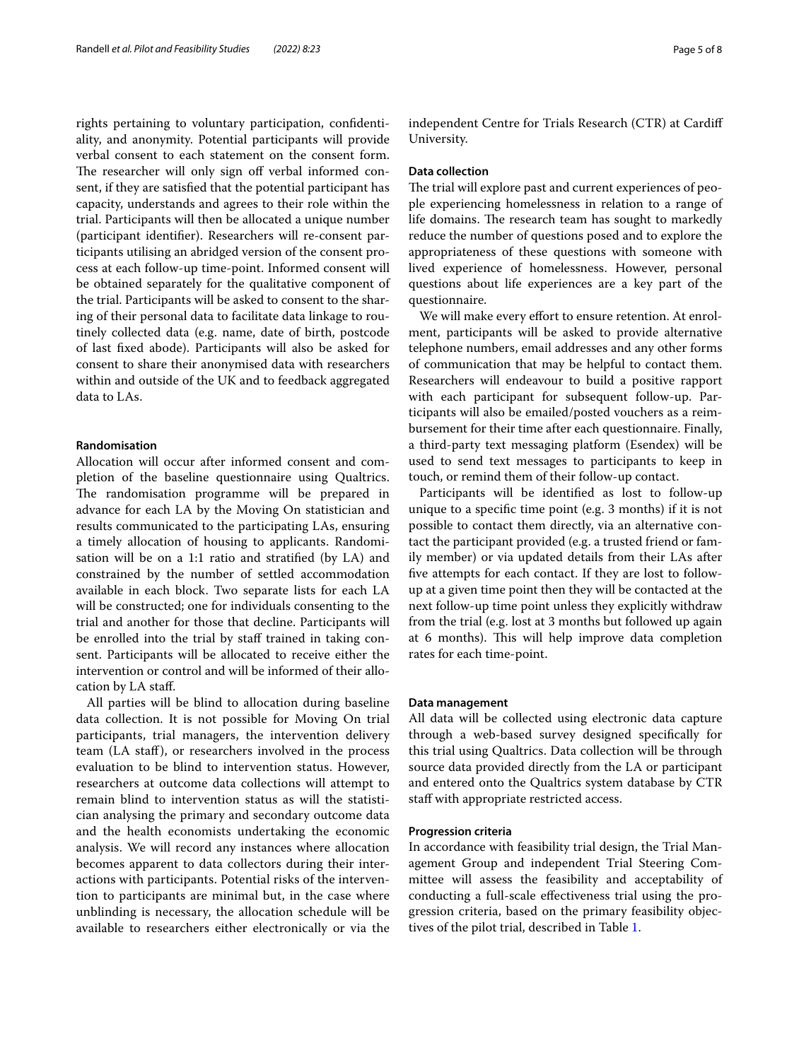rights pertaining to voluntary participation, confidentiality, and anonymity. Potential participants will provide verbal consent to each statement on the consent form. The researcher will only sign off verbal informed consent, if they are satisfied that the potential participant has capacity, understands and agrees to their role within the trial. Participants will then be allocated a unique number (participant identifier). Researchers will re-consent participants utilising an abridged version of the consent process at each follow-up time-point. Informed consent will be obtained separately for the qualitative component of the trial. Participants will be asked to consent to the sharing of their personal data to facilitate data linkage to routinely collected data (e.g. name, date of birth, postcode of last fixed abode). Participants will also be asked for consent to share their anonymised data with researchers within and outside of the UK and to feedback aggregated data to LAs.

#### Randomisation

Allocation will occur after informed consent and completion of the baseline questionnaire using Qualtrics. The randomisation programme will be prepared in advance for each LA by the Moving On statistician and results communicated to the participating LAs, ensuring a timely allocation of housing to applicants. Randomisation will be on a 1:1 ratio and stratified (by LA) and constrained by the number of settled accommodation available in each block. Two separate lists for each LA will be constructed; one for individuals consenting to the trial and another for those that decline. Participants will be enrolled into the trial by staff trained in taking consent. Participants will be allocated to receive either the intervention or control and will be informed of their allocation by LA staff.

All parties will be blind to allocation during baseline data collection. It is not possible for Moving On trial participants, trial managers, the intervention delivery team (LA staff), or researchers involved in the process evaluation to be blind to intervention status. However, researchers at outcome data collections will attempt to remain blind to intervention status as will the statistician analysing the primary and secondary outcome data and the health economists undertaking the economic analysis. We will record any instances where allocation becomes apparent to data collectors during their interactions with participants. Potential risks of the intervention to participants are minimal but, in the case where unblinding is necessary, the allocation schedule will be available to researchers either electronically or via the independent Centre for Trials Research (CTR) at Cardiff University.

#### Data collection

The trial will explore past and current experiences of people experiencing homelessness in relation to a range of life domains. The research team has sought to markedly reduce the number of questions posed and to explore the appropriateness of these questions with someone with lived experience of homelessness. However, personal questions about life experiences are a key part of the questionnaire.

We will make every effort to ensure retention. At enrolment, participants will be asked to provide alternative telephone numbers, email addresses and any other forms of communication that may be helpful to contact them. Researchers will endeavour to build a positive rapport with each participant for subsequent follow-up. Participants will also be emailed/posted vouchers as a reimbursement for their time after each questionnaire. Finally, a third-party text messaging platform (Esendex) will be used to send text messages to participants to keep in touch, or remind them of their follow-up contact.

Participants will be identified as lost to follow-up unique to a specific time point (e.g. 3 months) if it is not possible to contact them directly, via an alternative contact the participant provided (e.g. a trusted friend or family member) or via updated details from their LAs after five attempts for each contact. If they are lost to follow-up at a given time point then they will be contacted at the next follow-up time point unless they explicitly withdraw from the trial (e.g. lost at 3 months but followed up again at 6 months). This will help improve data completion rates for each time-point.

#### Data management

All data will be collected using electronic data capture through a web-based survey designed specifically for this trial using Qualtrics. Data collection will be through source data provided directly from the LA or participant and entered onto the Qualtrics system database by CTR staff with appropriate restricted access.

#### Progression criteria

In accordance with feasibility trial design, the Trial Management Group and independent Trial Steering Committee will assess the feasibility and acceptability of conducting a full-scale effectiveness trial using the progression criteria, based on the primary feasibility objectives of the pilot trial, described in Table 1.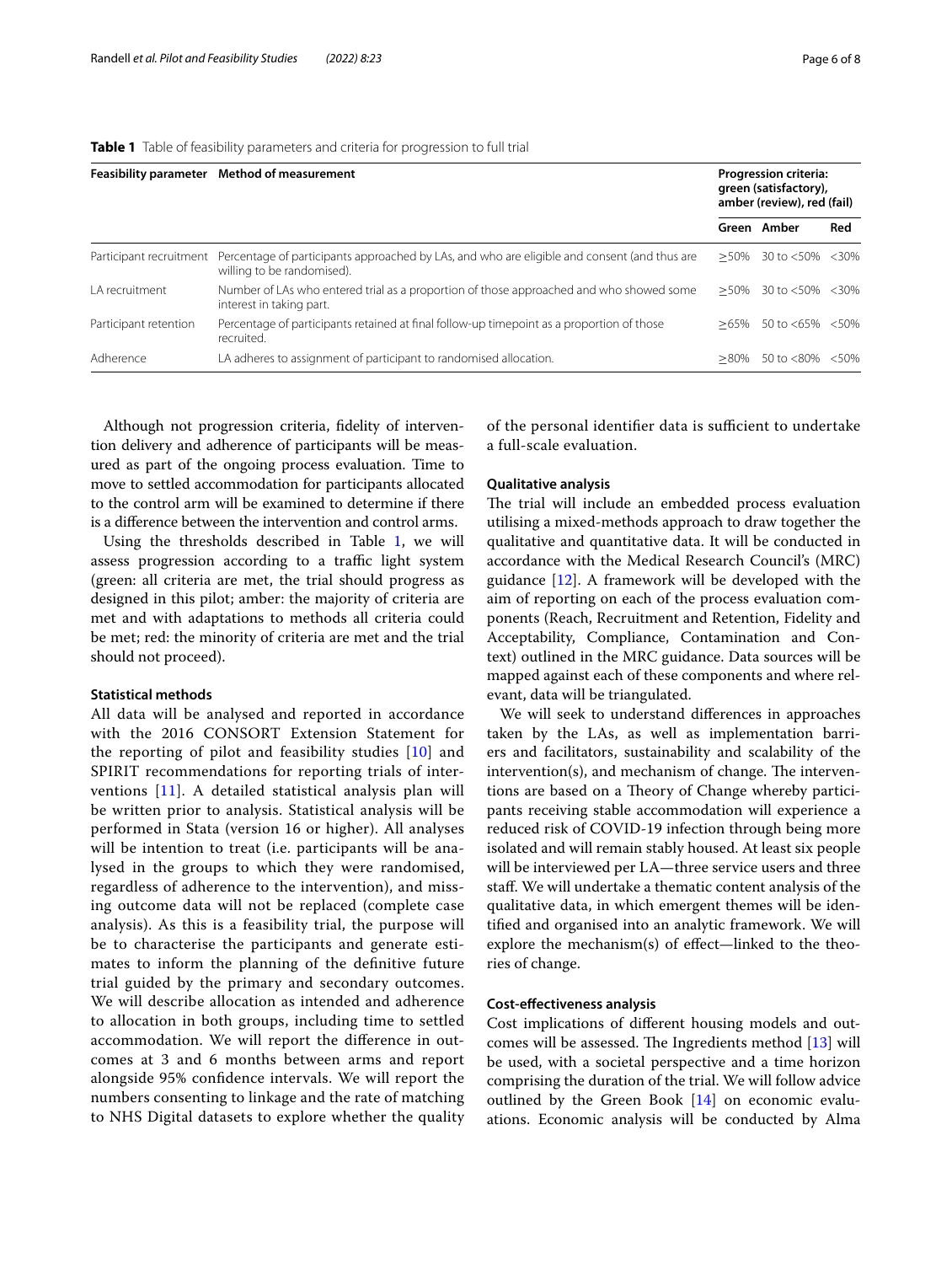**Table 1** Table of feasibility parameters and criteria for progression to full trial

| Feasibility parameter | Method of measurement | Progression criteria: green (satisfactory), amber (review), red (fail) | | |
|---|---|---|---|---|
| | | Green | Amber | Red |
| Participant recruitment | Percentage of participants approached by LAs, and who are eligible and consent (and thus are willing to be randomised). | ≥50% | 30 to <50% | <30% |
| LA recruitment | Number of LAs who entered trial as a proportion of those approached and who showed some interest in taking part. | ≥50% | 30 to <50% | <30% |
| Participant retention | Percentage of participants retained at final follow-up timepoint as a proportion of those recruited. | ≥65% | 50 to <65% | <50% |
| Adherence | LA adheres to assignment of participant to randomised allocation. | ≥80% | 50 to <80% | <50% |

Although not progression criteria, fidelity of intervention delivery and adherence of participants will be measured as part of the ongoing process evaluation. Time to move to settled accommodation for participants allocated to the control arm will be examined to determine if there is a difference between the intervention and control arms.

Using the thresholds described in Table 1, we will assess progression according to a traffic light system (green: all criteria are met, the trial should progress as designed in this pilot; amber: the majority of criteria are met and with adaptations to methods all criteria could be met; red: the minority of criteria are met and the trial should not proceed).

#### Statistical methods

All data will be analysed and reported in accordance with the 2016 CONSORT Extension Statement for the reporting of pilot and feasibility studies [10] and SPIRIT recommendations for reporting trials of interventions [11]. A detailed statistical analysis plan will be written prior to analysis. Statistical analysis will be performed in Stata (version 16 or higher). All analyses will be intention to treat (i.e. participants will be analysed in the groups to which they were randomised, regardless of adherence to the intervention), and missing outcome data will not be replaced (complete case analysis). As this is a feasibility trial, the purpose will be to characterise the participants and generate estimates to inform the planning of the definitive future trial guided by the primary and secondary outcomes. We will describe allocation as intended and adherence to allocation in both groups, including time to settled accommodation. We will report the difference in outcomes at 3 and 6 months between arms and report alongside 95% confidence intervals. We will report the numbers consenting to linkage and the rate of matching to NHS Digital datasets to explore whether the quality of the personal identifier data is sufficient to undertake a full-scale evaluation.

#### Qualitative analysis

The trial will include an embedded process evaluation utilising a mixed-methods approach to draw together the qualitative and quantitative data. It will be conducted in accordance with the Medical Research Council's (MRC) guidance [12]. A framework will be developed with the aim of reporting on each of the process evaluation components (Reach, Recruitment and Retention, Fidelity and Acceptability, Compliance, Contamination and Context) outlined in the MRC guidance. Data sources will be mapped against each of these components and where relevant, data will be triangulated.

We will seek to understand differences in approaches taken by the LAs, as well as implementation barriers and facilitators, sustainability and scalability of the intervention(s), and mechanism of change. The interventions are based on a Theory of Change whereby participants receiving stable accommodation will experience a reduced risk of COVID-19 infection through being more isolated and will remain stably housed. At least six people will be interviewed per LA—three service users and three staff. We will undertake a thematic content analysis of the qualitative data, in which emergent themes will be identified and organised into an analytic framework. We will explore the mechanism(s) of effect—linked to the theories of change.

#### Cost-effectiveness analysis

Cost implications of different housing models and outcomes will be assessed. The Ingredients method [13] will be used, with a societal perspective and a time horizon comprising the duration of the trial. We will follow advice outlined by the Green Book [14] on economic evaluations. Economic analysis will be conducted by Alma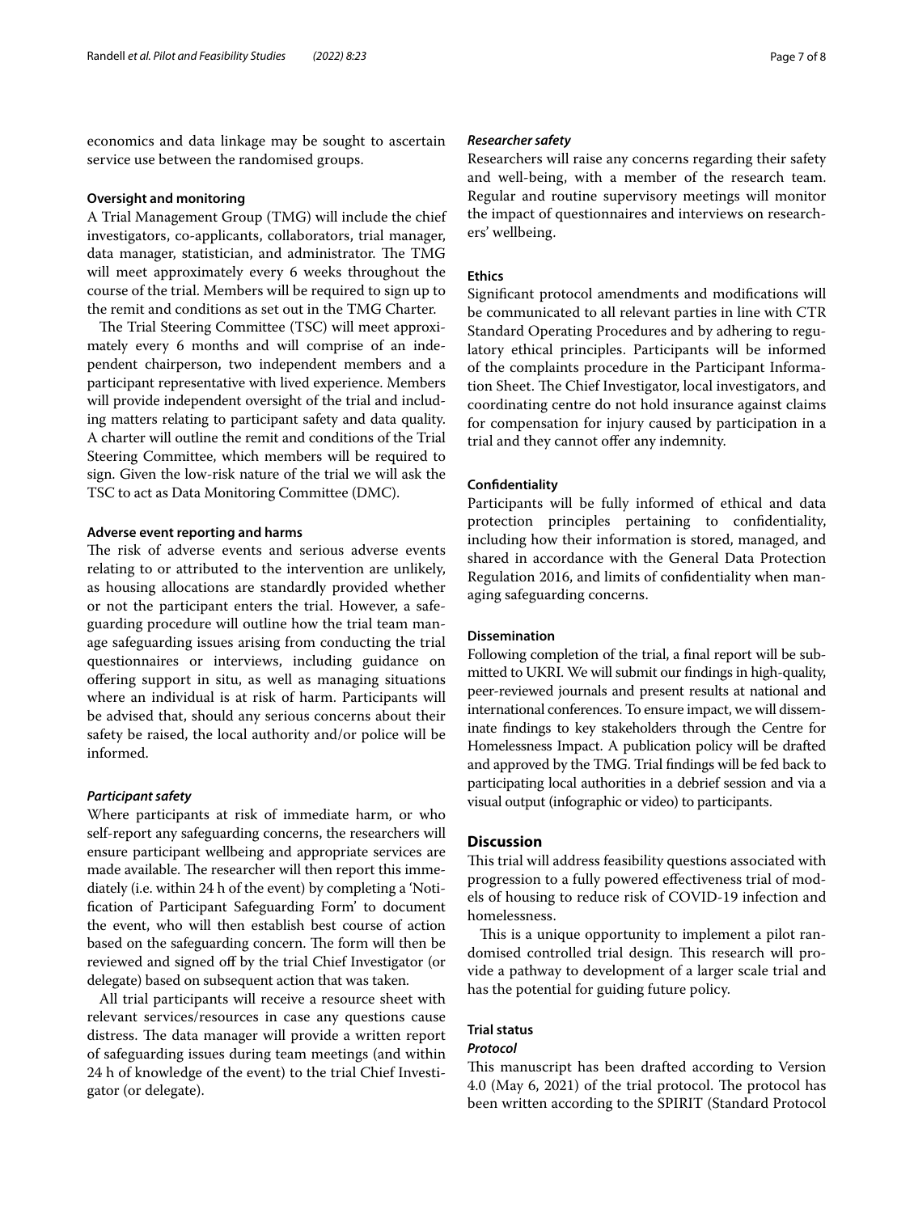economics and data linkage may be sought to ascertain service use between the randomised groups.

### Oversight and monitoring

A Trial Management Group (TMG) will include the chief investigators, co-applicants, collaborators, trial manager, data manager, statistician, and administrator. The TMG will meet approximately every 6 weeks throughout the course of the trial. Members will be required to sign up to the remit and conditions as set out in the TMG Charter.

The Trial Steering Committee (TSC) will meet approximately every 6 months and will comprise of an independent chairperson, two independent members and a participant representative with lived experience. Members will provide independent oversight of the trial and including matters relating to participant safety and data quality. A charter will outline the remit and conditions of the Trial Steering Committee, which members will be required to sign. Given the low-risk nature of the trial we will ask the TSC to act as Data Monitoring Committee (DMC).

### Adverse event reporting and harms

The risk of adverse events and serious adverse events relating to or attributed to the intervention are unlikely, as housing allocations are standardly provided whether or not the participant enters the trial. However, a safeguarding procedure will outline how the trial team manage safeguarding issues arising from conducting the trial questionnaires or interviews, including guidance on offering support in situ, as well as managing situations where an individual is at risk of harm. Participants will be advised that, should any serious concerns about their safety be raised, the local authority and/or police will be informed.

#### *Participant safety*

Where participants at risk of immediate harm, or who self-report any safeguarding concerns, the researchers will ensure participant wellbeing and appropriate services are made available. The researcher will then report this immediately (i.e. within 24 h of the event) by completing a 'Notification of Participant Safeguarding Form' to document the event, who will then establish best course of action based on the safeguarding concern. The form will then be reviewed and signed off by the trial Chief Investigator (or delegate) based on subsequent action that was taken.

All trial participants will receive a resource sheet with relevant services/resources in case any questions cause distress. The data manager will provide a written report of safeguarding issues during team meetings (and within 24 h of knowledge of the event) to the trial Chief Investigator (or delegate).

#### *Researcher safety*

Researchers will raise any concerns regarding their safety and well-being, with a member of the research team. Regular and routine supervisory meetings will monitor the impact of questionnaires and interviews on researchers' wellbeing.

### Ethics

Significant protocol amendments and modifications will be communicated to all relevant parties in line with CTR Standard Operating Procedures and by adhering to regulatory ethical principles. Participants will be informed of the complaints procedure in the Participant Information Sheet. The Chief Investigator, local investigators, and coordinating centre do not hold insurance against claims for compensation for injury caused by participation in a trial and they cannot offer any indemnity.

### Confidentiality

Participants will be fully informed of ethical and data protection principles pertaining to confidentiality, including how their information is stored, managed, and shared in accordance with the General Data Protection Regulation 2016, and limits of confidentiality when managing safeguarding concerns.

### Dissemination

Following completion of the trial, a final report will be submitted to UKRI. We will submit our findings in high-quality, peer-reviewed journals and present results at national and international conferences. To ensure impact, we will disseminate findings to key stakeholders through the Centre for Homelessness Impact. A publication policy will be drafted and approved by the TMG. Trial findings will be fed back to participating local authorities in a debrief session and via a visual output (infographic or video) to participants.

## Discussion

This trial will address feasibility questions associated with progression to a fully powered effectiveness trial of models of housing to reduce risk of COVID-19 infection and homelessness.

This is a unique opportunity to implement a pilot randomised controlled trial design. This research will provide a pathway to development of a larger scale trial and has the potential for guiding future policy.

### Trial status

#### *Protocol*

This manuscript has been drafted according to Version 4.0 (May 6, 2021) of the trial protocol. The protocol has been written according to the SPIRIT (Standard Protocol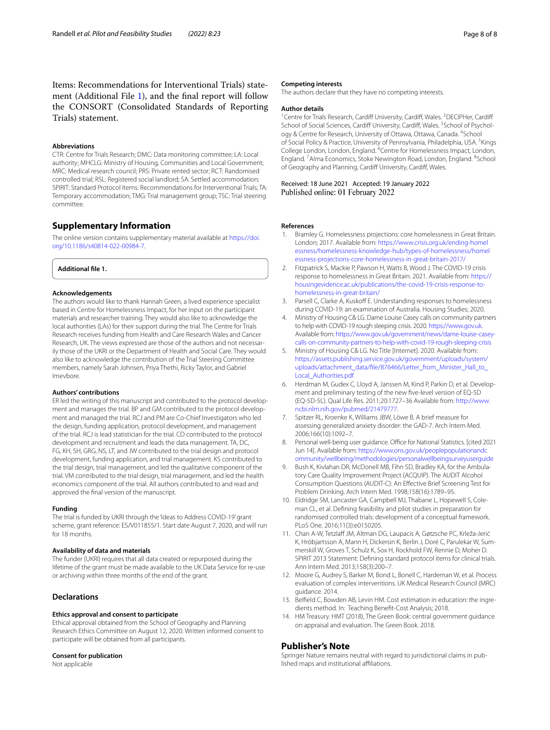Items: Recommendations for Interventional Trials) statement (Additional File 1), and the final report will follow the CONSORT (Consolidated Standards of Reporting Trials) statement.

#### Abbreviations

CTR: Centre for Trials Research; DMC: Data monitoring committee; LA: Local authority; MHCLG: Ministry of Housing, Communities and Local Government; MRC: Medical research council; PRS: Private rented sector; RCT: Randomised controlled trial; RSL: Registered social landlord; SA: Settled accommodation; SPIRIT: Standard Protocol Items: Recommendations for Interventional Trials; TA: Temporary accommodation; TMG: Trial management group; TSC: Trial steering committee.

## Supplementary Information

The online version contains supplementary material available at https://doi.org/10.1186/s40814-022-00984-7.

**Additional file 1.**

#### Acknowledgements

The authors would like to thank Hannah Green, a lived experience specialist based in Centre for Homelessness Impact, for her input on the participant materials and researcher training. They would also like to acknowledge the local authorities (LAs) for their support during the trial. The Centre for Trials Research receives funding from Health and Care Research Wales and Cancer Research, UK. The views expressed are those of the authors and not necessarily those of the UKRI or the Department of Health and Social Care. They would also like to acknowledge the contribution of the Trial Steering Committee members, namely Sarah Johnsen, Priya Thethi, Ricky Taylor, and Gabriel Imevbore.

#### Authors' contributions

ER led the writing of this manuscript and contributed to the protocol development and manages the trial. BP and GM contributed to the protocol development and managed the trial. RCJ and PM are Co-Chief Investigators who led the design, funding application, protocol development, and management of the trial. RCJ is lead statistician for the trial. CD contributed to the protocol development and recruitment and leads the data management. TA, DC, FG, KH, SH, GRG, NS, LT, and JW contributed to the trial design and protocol development, funding application, and trial management. KS contributed to the trial design, trial management, and led the qualitative component of the trial. VM contributed to the trial design, trial management, and led the health economics component of the trial. All authors contributed to and read and approved the final version of the manuscript.

#### Funding

The trial is funded by UKRI through the 'Ideas to Address COVID-19' grant scheme, grant reference: ES/V011855/1. Start date August 7, 2020, and will run for 18 months.

#### Availability of data and materials

The funder (UKRI) requires that all data created or repurposed during the lifetime of the grant must be made available to the UK Data Service for re-use or archiving within three months of the end of the grant.

## Declarations

#### Ethics approval and consent to participate

Ethical approval obtained from the School of Geography and Planning Research Ethics Committee on August 12, 2020. Written informed consent to participate will be obtained from all participants.

#### Consent for publication

Not applicable

#### Competing interests

The authors declare that they have no competing interests.

#### Author details

[1]Centre for Trials Research, Cardiff University, Cardiff, Wales. [2]DECIPHer, Cardiff School of Social Sciences, Cardiff University, Cardiff, Wales. [3]School of Psychology & Centre for Research, University of Ottawa, Ottawa, Canada. [4]School of Social Policy & Practice, University of Pennsylvania, Philadelphia, USA. [5]Kings College London, London, England. [6]Centre for Homelessness Impact, London, England. [7]Alma Economics, Stoke Newington Road, London, England. [8]School of Geography and Planning, Cardiff University, Cardiff, Wales.

Received: 18 June 2021 Accepted: 19 January 2022
Published online: 01 February 2022

#### References

1. Bramley G. Homelessness projections: core homelessness in Great Britain. London; 2017. Available from: https://www.crisis.org.uk/ending-homelessness/homelessness-knowledge-hub/types-of-homelessness/homelessness-projections-core-homelessness-in-great-britain-2017/
2. Fitzpatrick S, Mackie P, Pawson H, Watts B, Wood J. The COVID-19 crisis response to homelessness in Great Britain. 2021. Available from: https://housingevidence.ac.uk/publications/the-covid-19-crisis-response-to-homelessness-in-great-britain/
3. Parsell C, Clarke A, Kuskoff E. Understanding responses to homelessness during COVID-19: an examination of Australia. Housing Studies; 2020.
4. Ministry of Housing C& LG. Dame Louise Casey calls on community partners to help with COVID-19 rough sleeping crisis. 2020. https://www.gov.uk. Available from: https://www.gov.uk/government/news/dame-louise-casey-calls-on-community-partners-to-help-with-covid-19-rough-sleeping-crisis
5. Ministry of Housing C& LG. No Title [Internet]. 2020. Available from: https://assets.publishing.service.gov.uk/government/uploads/system/uploads/attachment_data/file/876466/Letter_from_Minister_Hall_to_Local_Authorities.pdf
6. Herdman M, Gudex C, Lloyd A, Janssen M, Kind P, Parkin D, et al. Development and preliminary testing of the new five-level version of EQ-5D (EQ-5D-5L). Qual Life Res. 2011;20:1727–36 Available from: http://www.ncbi.nlm.nih.gov/pubmed/21479777.
7. Spitzer RL, Kroenke K, Williams JBW, Löwe B. A brief measure for assessing generalized anxiety disorder: the GAD-7. Arch Intern Med. 2006;166(10):1092–7.
8. Personal well-being user guidance. Office for National Statistics. [cited 2021 Jun 14]. Available from: https://www.ons.gov.uk/peoplepopulationandcommunity/wellbeing/methodologies/personalwellbeingsurveyuserguide
9. Bush K, Kivlahan DR, McDonell MB, Fihn SD, Bradley KA, for the Ambulatory Care Quality Improvement Project (ACQUIP). The AUDIT Alcohol Consumption Questions (AUDIT-C): An Effective Brief Screening Test for Problem Drinking. Arch Intern Med. 1998;158(16):1789–95.
10. Eldridge SM, Lancaster GA, Campbell MJ, Thabane L, Hopewell S, Coleman CL, et al. Defining feasibility and pilot studies in preparation for randomised controlled trials: development of a conceptual framework. PLoS One. 2016;11(3):e0150205.
11. Chan A-W, Tetzlaff JM, Altman DG, Laupacis A, Gøtzsche PC, Krleža-Jerić K, Hróbjartsson A, Mann H, Dickersin K, Berlin J, Doré C, Parulekar W, Summerskill W, Groves T, Schulz K, Sox H, Rockhold FW, Rennie D, Moher D. SPIRIT 2013 Statement: Defining standard protocol items for clinical trials. Ann Intern Med. 2013;158(3):200–7.
12. Moore G, Audrey S, Barker M, Bond L, Bonell C, Hardeman W, et al. Process evaluation of complex interventions. UK Medical Research Council (MRC) guidance. 2014.
13. Belfield C, Bowden AB, Levin HM. Cost estimation in education: the ingredients method. In: Teaching Benefit-Cost Analysis; 2018.
14. HM Treasury. HMT (2018), The Green Book: central government guidance on appraisal and evaluation. The Green Book. 2018.

## Publisher's Note

Springer Nature remains neutral with regard to jurisdictional claims in published maps and institutional affiliations.